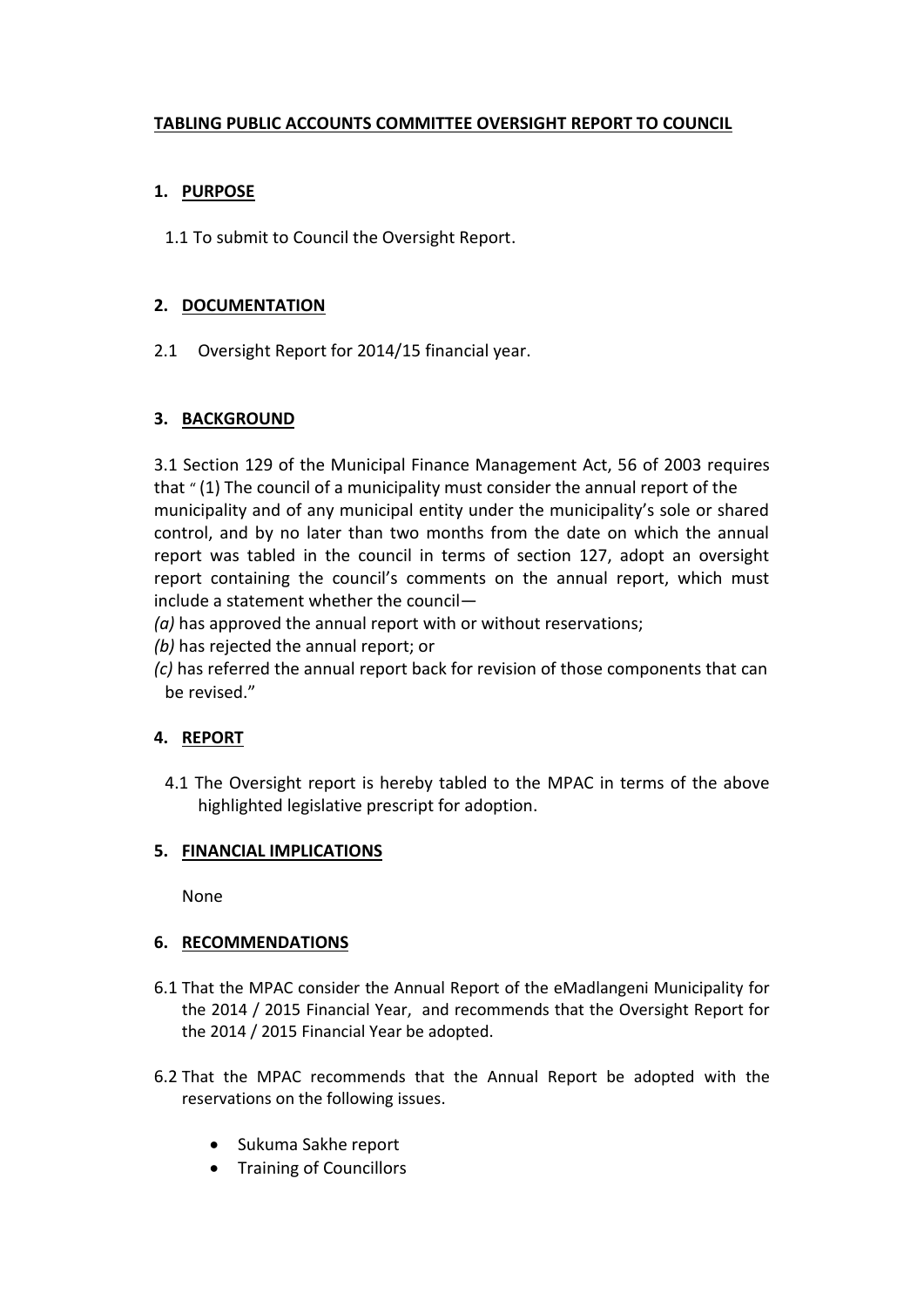# TABLING PUBLIC ACCOUNTS COMMITTEE OVERSIGHT REPORT TO COUNCIL

## 1. PURPOSE

1.1 To submit to Council the Oversight Report.

## 2. DOCUMENTATION

2.1 Oversight Report for 2014/15 financial year.

## 3. BACKGROUND

3.1 Section 129 of the Municipal Finance Management Act, 56 of 2003 requires that " (1) The council of a municipality must consider the annual report of the municipality and of any municipal entity under the municipality's sole or shared control, and by no later than two months from the date on which the annual report was tabled in the council in terms of section 127, adopt an oversight report containing the council's comments on the annual report, which must include a statement whether the council—

*(a)* has approved the annual report with or without reservations;

*(b)* has rejected the annual report; or

*(c)* has referred the annual report back for revision of those components that can be revised."

## 4. REPORT

4.1 The Oversight report is hereby tabled to the MPAC in terms of the above highlighted legislative prescript for adoption.

## 5. FINANCIAL IMPLICATIONS

None

## 6. RECOMMENDATIONS

6.1 That the MPAC consider the Annual Report of the eMadlangeni Municipality for the 2014 / 2015 Financial Year, and recommends that the Oversight Report for the 2014 / 2015 Financial Year be adopted.

6.2 That the MPAC recommends that the Annual Report be adopted with the reservations on the following issues.

- Sukuma Sakhe report
- Training of Councillors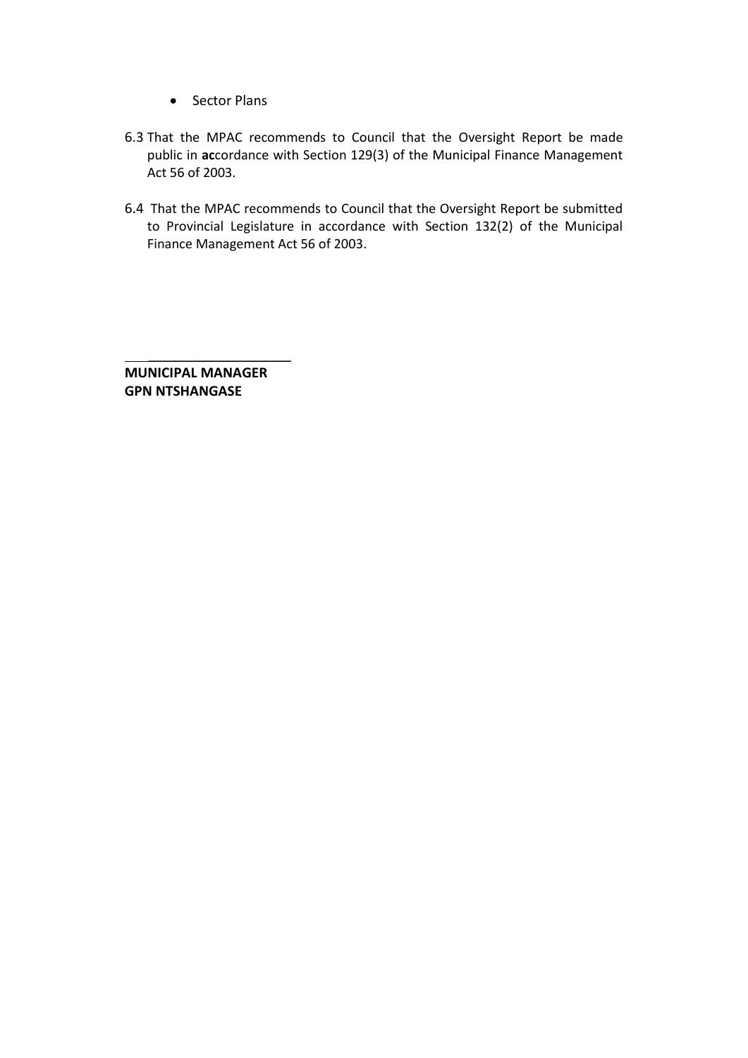- Sector Plans

6.3 That the MPAC recommends to Council that the Oversight Report be made public in **ac**cordance with Section 129(3) of the Municipal Finance Management Act 56 of 2003.

6.4 That the MPAC recommends to Council that the Oversight Report be submitted to Provincial Legislature in accordance with Section 132(2) of the Municipal Finance Management Act 56 of 2003.

______________________

**MUNICIPAL MANAGER**
**GPN NTSHANGASE**